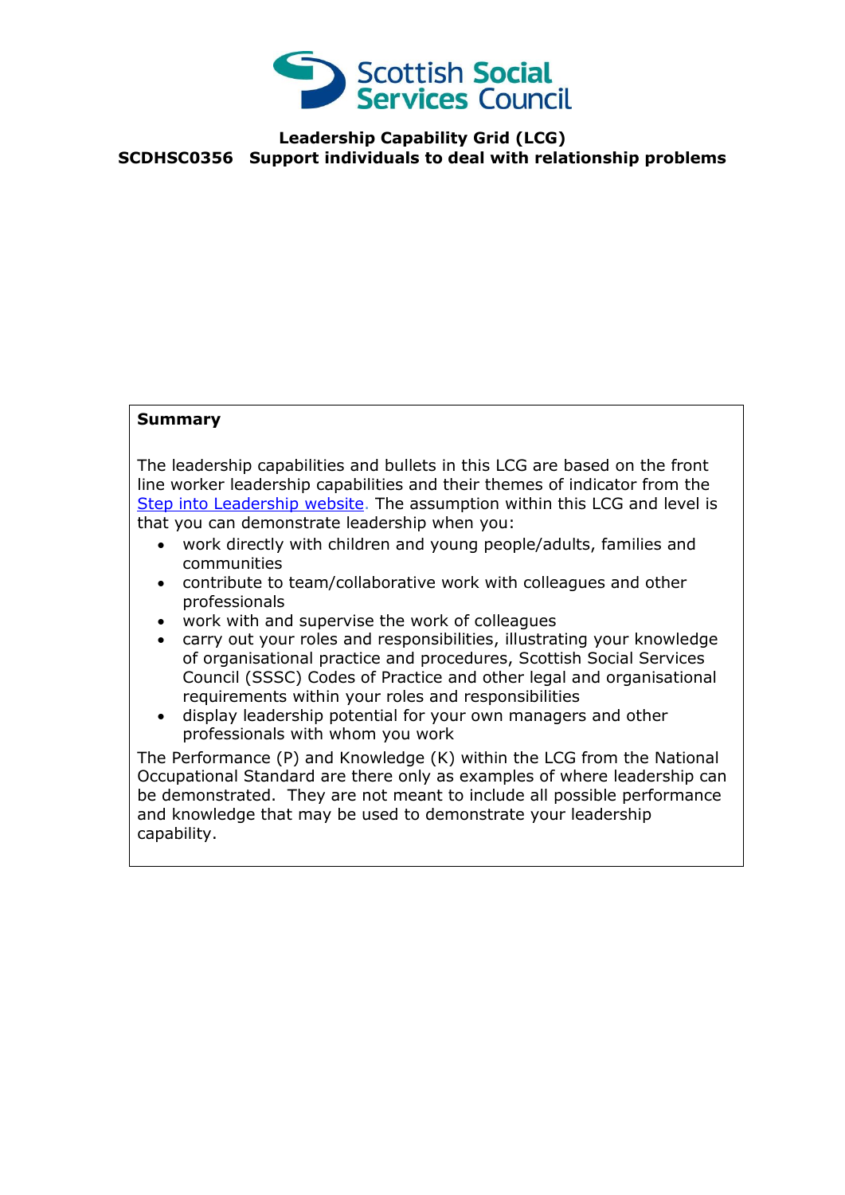Scottish Social Services Council

# Leadership Capability Grid (LCG)

## SCDHSC0356 Support individuals to deal with relationship problems

**Summary**

The leadership capabilities and bullets in this LCG are based on the front line worker leadership capabilities and their themes of indicator from the Step into Leadership website. The assumption within this LCG and level is that you can demonstrate leadership when you:

- work directly with children and young people/adults, families and communities
- contribute to team/collaborative work with colleagues and other professionals
- work with and supervise the work of colleagues
- carry out your roles and responsibilities, illustrating your knowledge of organisational practice and procedures, Scottish Social Services Council (SSSC) Codes of Practice and other legal and organisational requirements within your roles and responsibilities
- display leadership potential for your own managers and other professionals with whom you work

The Performance (P) and Knowledge (K) within the LCG from the National Occupational Standard are there only as examples of where leadership can be demonstrated. They are not meant to include all possible performance and knowledge that may be used to demonstrate your leadership capability.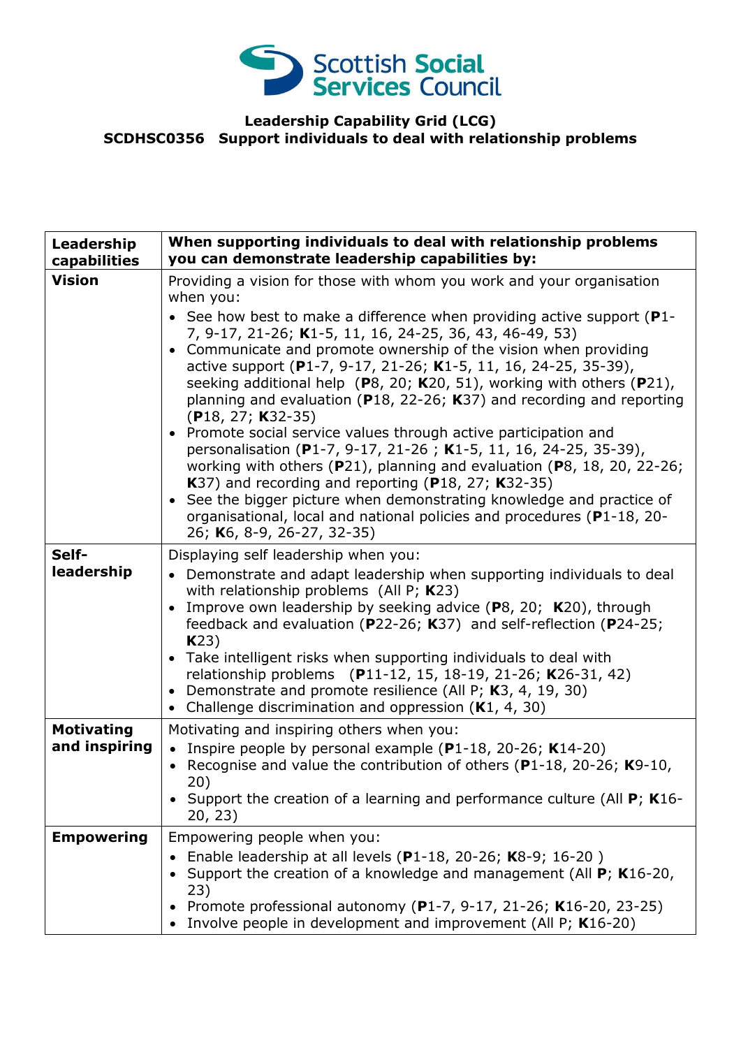**Scottish Social Services Council**

**Leadership Capability Grid (LCG)**
**SCDHSC0356 Support individuals to deal with relationship problems**

| **Leadership capabilities** | **When supporting individuals to deal with relationship problems you can demonstrate leadership capabilities by:** |
|---|---|
| **Vision** | Providing a vision for those with whom you work and your organisation when you:<br>• See how best to make a difference when providing active support (**P**1-7, 9-17, 21-26; **K**1-5, 11, 16, 24-25, 36, 43, 46-49, 53)<br>• Communicate and promote ownership of the vision when providing active support (**P**1-7, 9-17, 21-26; **K**1-5, 11, 16, 24-25, 35-39), seeking additional help (**P**8, 20; **K**20, 51), working with others (**P**21), planning and evaluation (**P**18, 22-26; **K**37) and recording and reporting (**P**18, 27; **K**32-35)<br>• Promote social service values through active participation and personalisation (**P**1-7, 9-17, 21-26 ; **K**1-5, 11, 16, 24-25, 35-39), working with others (**P**21), planning and evaluation (**P**8, 18, 20, 22-26; **K**37) and recording and reporting (**P**18, 27; **K**32-35)<br>• See the bigger picture when demonstrating knowledge and practice of organisational, local and national policies and procedures (**P**1-18, 20-26; **K**6, 8-9, 26-27, 32-35) |
| **Self-leadership** | Displaying self leadership when you:<br>• Demonstrate and adapt leadership when supporting individuals to deal with relationship problems (All P; **K**23)<br>• Improve own leadership by seeking advice (**P**8, 20; **K**20), through feedback and evaluation (**P**22-26; **K**37) and self-reflection (**P**24-25; **K**23)<br>• Take intelligent risks when supporting individuals to deal with relationship problems (**P**11-12, 15, 18-19, 21-26; **K**26-31, 42)<br>• Demonstrate and promote resilience (All P; **K**3, 4, 19, 30)<br>• Challenge discrimination and oppression (**K**1, 4, 30) |
| **Motivating and inspiring** | Motivating and inspiring others when you:<br>• Inspire people by personal example (**P**1-18, 20-26; **K**14-20)<br>• Recognise and value the contribution of others (**P**1-18, 20-26; **K**9-10, 20)<br>• Support the creation of a learning and performance culture (All **P**; **K**16-20, 23) |
| **Empowering** | Empowering people when you:<br>• Enable leadership at all levels (**P**1-18, 20-26; **K**8-9; 16-20 )<br>• Support the creation of a knowledge and management (All **P**; **K**16-20, 23)<br>• Promote professional autonomy (**P**1-7, 9-17, 21-26; **K**16-20, 23-25)<br>• Involve people in development and improvement (All P; **K**16-20) |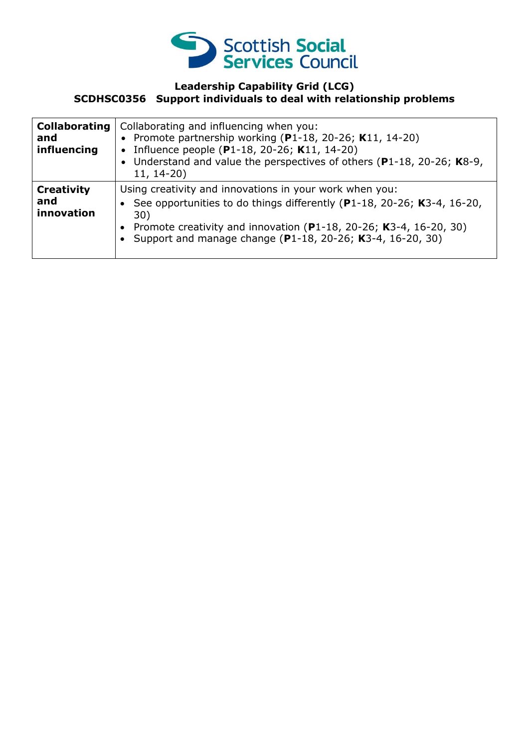**Leadership Capability Grid (LCG)**
**SCDHSC0356 Support individuals to deal with relationship problems**

| | |
|---|---|
| **Collaborating and influencing** | Collaborating and influencing when you:<br>• Promote partnership working (**P**1-18, 20-26; **K**11, 14-20)<br>• Influence people (**P**1-18, 20-26; **K**11, 14-20)<br>• Understand and value the perspectives of others (**P**1-18, 20-26; **K**8-9, 11, 14-20) |
| **Creativity and innovation** | Using creativity and innovations in your work when you:<br>• See opportunities to do things differently (**P**1-18, 20-26; **K**3-4, 16-20, 30)<br>• Promote creativity and innovation (**P**1-18, 20-26; **K**3-4, 16-20, 30)<br>• Support and manage change (**P**1-18, 20-26; **K**3-4, 16-20, 30) |